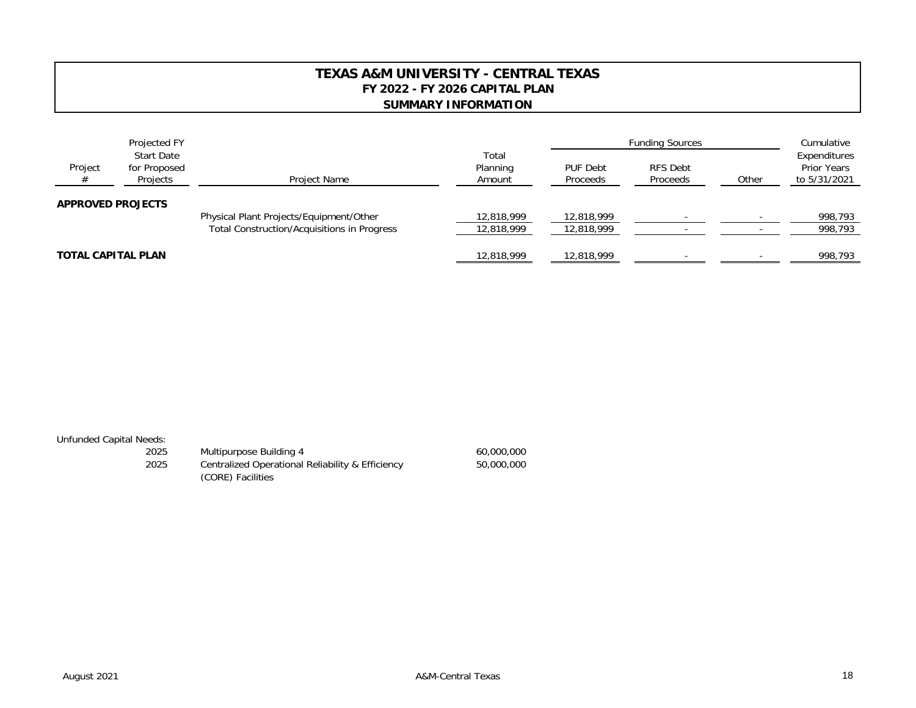# TEXAS A&M UNIVERSITY - CENTRAL TEXAS
## FY 2022 - FY 2026 CAPITAL PLAN
## SUMMARY INFORMATION

| Project # | Projected FY Start Date for Proposed Projects | Project Name | Total Planning Amount | Funding Sources: PUF Debt Proceeds | Funding Sources: RFS Debt Proceeds | Funding Sources: Other | Cumulative Expenditures Prior Years to 5/31/2021 |
|---|---|---|---|---|---|---|---|
| **APPROVED PROJECTS** | | | | | | | |
| | | Physical Plant Projects/Equipment/Other | 12,818,999 | 12,818,999 | - | - | 998,793 |
| | | Total Construction/Acquisitions in Progress | 12,818,999 | 12,818,999 | - | - | 998,793 |
| **TOTAL CAPITAL PLAN** | | | 12,818,999 | 12,818,999 | - | - | 998,793 |

Unfunded Capital Needs:

| Year | Project Name | Amount |
|---|---|---|
| 2025 | Multipurpose Building 4 | 60,000,000 |
| 2025 | Centralized Operational Reliability & Efficiency (CORE) Facilities | 50,000,000 |

August 2021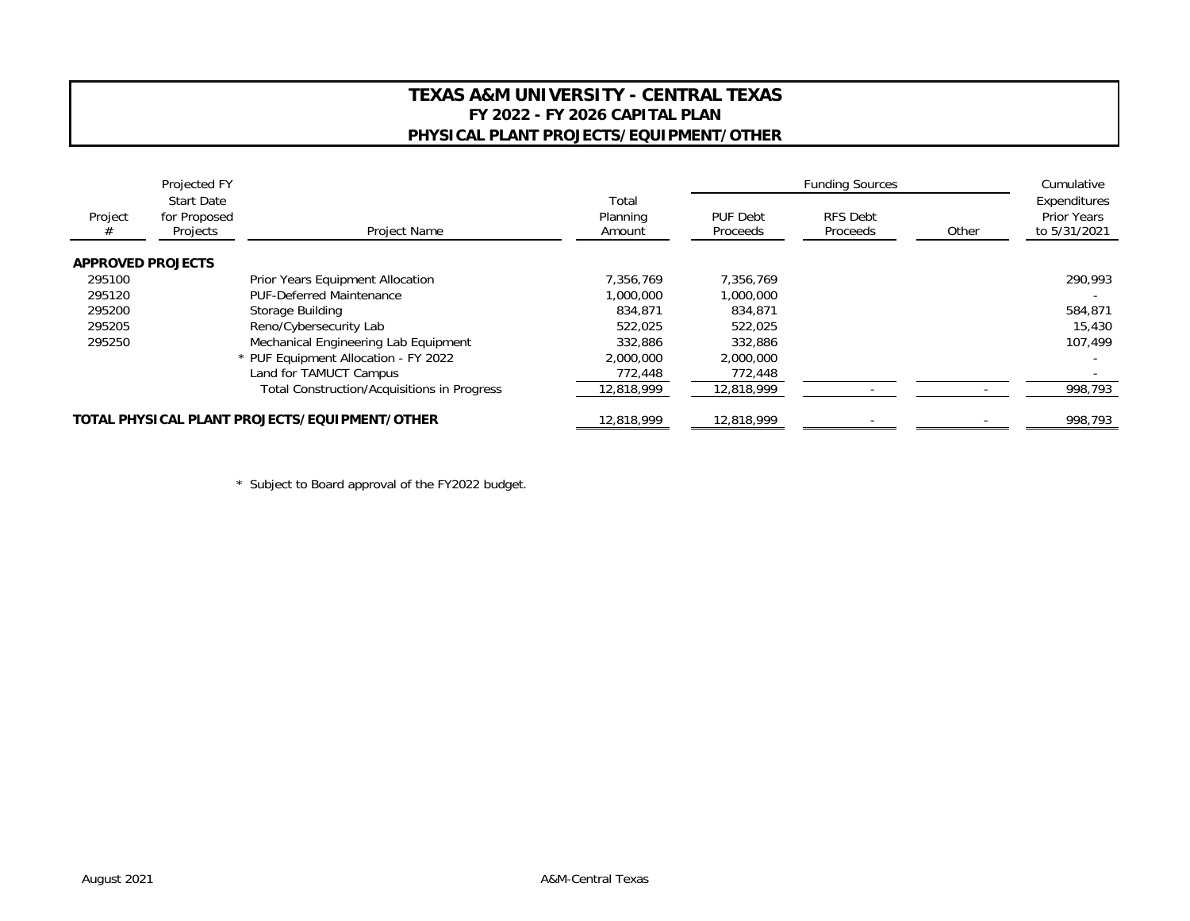# TEXAS A&M UNIVERSITY - CENTRAL TEXAS
## FY 2022 - FY 2026 CAPITAL PLAN
## PHYSICAL PLANT PROJECTS/EQUIPMENT/OTHER

| Project # | Projected FY Start Date for Proposed Projects | Project Name | Total Planning Amount | Funding Sources | | | Cumulative Expenditures Prior Years to 5/31/2021 |
|---|---|---|---|---|---|---|---|
| | | | | PUF Debt Proceeds | RFS Debt Proceeds | Other | |
| **APPROVED PROJECTS** | | | | | | | |
| 295100 | | Prior Years Equipment Allocation | 7,356,769 | 7,356,769 | | | 290,993 |
| 295120 | | PUF-Deferred Maintenance | 1,000,000 | 1,000,000 | | | - |
| 295200 | | Storage Building | 834,871 | 834,871 | | | 584,871 |
| 295205 | | Reno/Cybersecurity Lab | 522,025 | 522,025 | | | 15,430 |
| 295250 | | Mechanical Engineering Lab Equipment | 332,886 | 332,886 | | | 107,499 |
| | | * PUF Equipment Allocation - FY 2022 | 2,000,000 | 2,000,000 | | | - |
| | | Land for TAMUCT Campus | 772,448 | 772,448 | | | - |
| | | Total Construction/Acquisitions in Progress | 12,818,999 | 12,818,999 | - | - | 998,793 |
| **TOTAL PHYSICAL PLANT PROJECTS/EQUIPMENT/OTHER** | | | 12,818,999 | 12,818,999 | - | - | 998,793 |

* Subject to Board approval of the FY2022 budget.